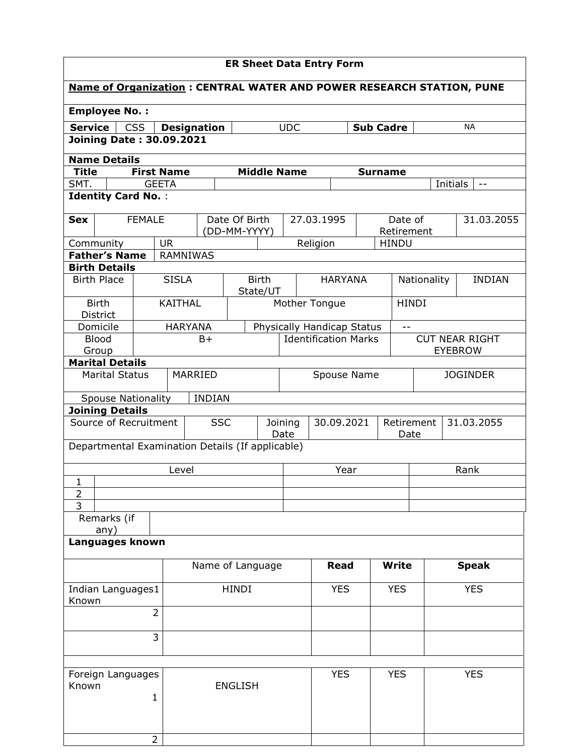## ER Sheet Data Entry Form

**Name of Organization : CENTRAL WATER AND POWER RESEARCH STATION, PUNE**

**Employee No. :**

| **Service** | CSS | **Designation** | UDC | **Sub Cadre** | NA |
|---|---|---|---|---|---|

**Joining Date : 30.09.2021**

**Name Details**

| **Title** | **First Name** | **Middle Name** | **Surname** | Initials | |
|---|---|---|---|---|---|
| SMT. | GEETA | | | Initials | -- |

**Identity Card No.** :

| **Sex** | FEMALE | Date Of Birth (DD-MM-YYYY) | 27.03.1995 | Date of Retirement | 31.03.2055 |
|---|---|---|---|---|---|
| Community | UR | | Religion | HINDU | |
| **Father's Name** | RAMNIWAS | | | | |

**Birth Details**

| Birth Place | SISLA | Birth State/UT | HARYANA | Nationality | INDIAN |
|---|---|---|---|---|---|
| Birth District | KAITHAL | Mother Tongue | | HINDI | |
| Domicile | HARYANA | Physically Handicap Status | | -- | |
| Blood Group | B+ | Identification Marks | | CUT NEAR RIGHT EYEBROW | |

**Marital Details**

| Marital Status | MARRIED | Spouse Name | JOGINDER |
|---|---|---|---|
| Spouse Nationality | INDIAN | | |

**Joining Details**

| Source of Recruitment | SSC | Joining Date | 30.09.2021 | Retirement Date | 31.03.2055 |
|---|---|---|---|---|---|

Departmental Examination Details (If applicable)

| | Level | Year | Rank |
|---|---|---|---|
| 1 | | | |
| 2 | | | |
| 3 | | | |

| Remarks (if any) | |
|---|---|

**Languages known**

| | Name of Language | **Read** | **Write** | **Speak** |
|---|---|---|---|---|
| Indian Languages Known 1 | HINDI | YES | YES | YES |
| 2 | | | | |
| 3 | | | | |
| | | | | |
| Foreign Languages Known 1 | ENGLISH | YES | YES | YES |
| 2 | | | | |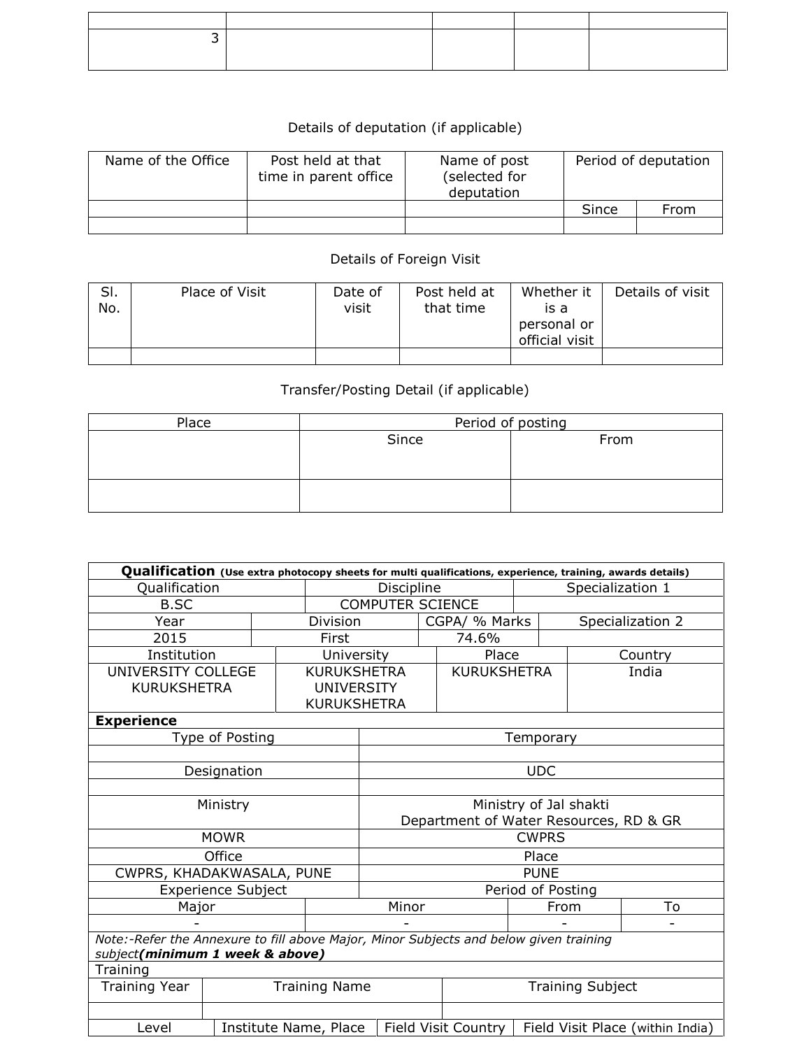| | | | | |
|---|---|---|---|---|
| | | | | |
| 3 | | | | |

Details of deputation (if applicable)

| Name of the Office | Post held at that time in parent office | Name of post (selected for deputation | Period of deputation | |
|---|---|---|---|---|
| | | | Since | From |
| | | | | |

Details of Foreign Visit

| Sl. No. | Place of Visit | Date of visit | Post held at that time | Whether it is a personal or official visit | Details of visit |
|---|---|---|---|---|---|
| | | | | | |

Transfer/Posting Detail (if applicable)

| Place | Period of posting | |
|---|---|---|
| | Since | From |
| | | |

| **Qualification** (Use extra photocopy sheets for multi qualifications, experience, training, awards details) | | | |
|---|---|---|---|
| Qualification | Discipline | Specialization 1 | |
| B.SC | COMPUTER SCIENCE | | |
| Year | Division | CGPA/ % Marks | Specialization 2 |
| 2015 | First | 74.6% | |
| Institution | University | Place | Country |
| UNIVERSITY COLLEGE KURUKSHETRA | KURUKSHETRA UNIVERSITY KURUKSHETRA | KURUKSHETRA | India |
| **Experience** | | | |
| Type of Posting | Temporary | | |
| | | | |
| Designation | UDC | | |
| | | | |
| Ministry | Ministry of Jal shakti Department of Water Resources, RD & GR | | |
| MOWR | CWPRS | | |
| Office | Place | | |
| CWPRS, KHADAKWASALA, PUNE | PUNE | | |
| Experience Subject | | Period of Posting | |
| Major | Minor | From | To |
| - | - | - | - |
| *Note:-Refer the Annexure to fill above Major, Minor Subjects and below given training subject**(minimum 1 week & above)*** | | | |
| Training | | | |
| Training Year | Training Name | Training Subject | |
| | | | |
| Level | Institute Name, Place | Field Visit Country | Field Visit Place (within India) |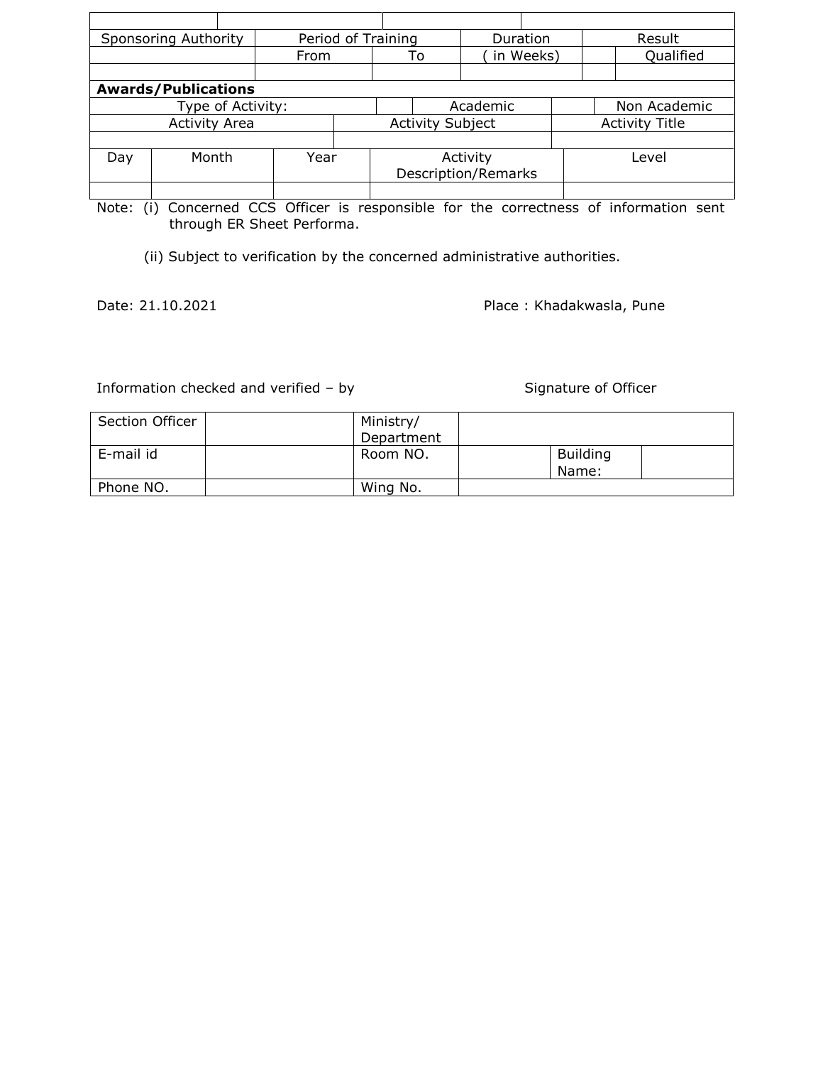| | | | |
|---|---|---|---|
| | | | |

| Sponsoring Authority | Period of Training | | Duration | Result | |
|---|---|---|---|---|---|
| | From | To | ( in Weeks) | | Qualified |
| | | | | | |

**Awards/Publications**

| Type of Activity: | | Academic | | Non Academic |
|---|---|---|---|---|
| Activity Area | Activity Subject | | Activity Title | |
| | | | | |

| Day | Month | Year | Activity Description/Remarks | Level |
|---|---|---|---|---|
| | | | | |

Note: (i) Concerned CCS Officer is responsible for the correctness of information sent through ER Sheet Performa.

(ii) Subject to verification by the concerned administrative authorities.

Date: 21.10.2021

Place : Khadakwasla, Pune

Information checked and verified – by

Signature of Officer

| | | | | | |
|---|---|---|---|---|---|
| Section Officer | | Ministry/ Department | | | |
| E-mail id | | Room NO. | | Building Name: | |
| Phone NO. | | Wing No. | | | |